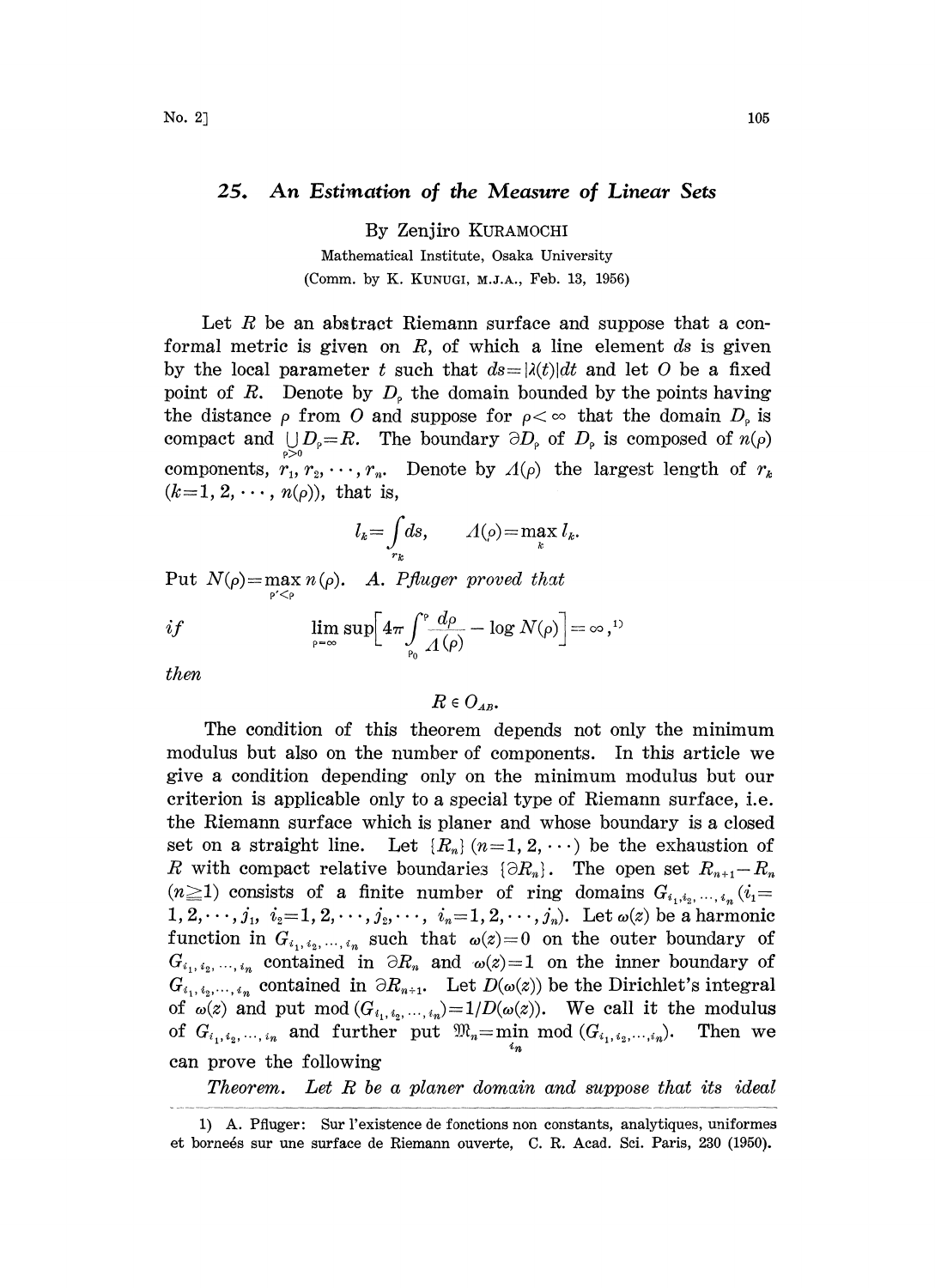# 25. An Estimation of the Measure of Linear Sets

By Zenjiro KURAMOCHI

Mathematical Institute, Osaka University

(Comm. by K. KUNUGI, M.J.A., Feb. 13, 1956)

Let $R$ be an abstract Riemann surface and suppose that a conformal metric is given on $R$, of which a line element $ds$ is given by the local parameter $t$ such that $ds=|\lambda(t)|dt$ and let $O$ be a fixed point of $R$. Denote by $D_\rho$ the domain bounded by the points having the distance $\rho$ from $O$ and suppose for $\rho<\infty$ that the domain $D_\rho$ is compact and $\bigcup_{\rho>0} D_\rho=R$. The boundary $\partial D_\rho$ of $D_\rho$ is composed of $n(\rho)$ components, $r_1, r_2, \cdots, r_n$. Denote by $\Lambda(\rho)$ the largest length of $r_k$ $(k=1, 2, \cdots, n(\rho))$, that is,

$$l_k=\int_{r_k} ds, \qquad \Lambda(\rho)=\max_k l_k.$$

Put $N(\rho)=\max_{\rho'<\rho} n(\rho)$. *A. Pfluger proved that*

*if*
$$\limsup_{\rho=\infty}\left[4\pi\int_{\rho_0}^{\rho}\frac{d\rho}{\Lambda(\rho)}-\log N(\rho)\right]=\infty,^{1)}$$

*then*

$$R\in O_{AB}.$$

The condition of this theorem depends not only the minimum modulus but also on the number of components. In this article we give a condition depending only on the minimum modulus but our criterion is applicable only to a special type of Riemann surface, i.e. the Riemann surface which is planer and whose boundary is a closed set on a straight line. Let $\{R_n\}$ $(n=1, 2, \cdots)$ be the exhaustion of $R$ with compact relative boundaries $\{\partial R_n\}$. The open set $R_{n+1}-R_n$ $(n\geqq 1)$ consists of a finite number of ring domains $G_{i_1, i_2, \dots, i_n}$ $(i_1= 1, 2, \cdots, j_1,\ i_2=1, 2, \cdots, j_2, \cdots,\ i_n=1, 2, \cdots, j_n)$. Let $\omega(z)$ be a harmonic function in $G_{i_1, i_2, \dots, i_n}$ such that $\omega(z)=0$ on the outer boundary of $G_{i_1, i_2, \dots, i_n}$ contained in $\partial R_n$ and $\omega(z)=1$ on the inner boundary of $G_{i_1, i_2, \dots, i_n}$ contained in $\partial R_{n+1}$. Let $D(\omega(z))$ be the Dirichlet's integral of $\omega(z)$ and put $\mathrm{mod}\,(G_{i_1, i_2, \dots, i_n})=1/D(\omega(z))$. We call it the modulus of $G_{i_1, i_2, \dots, i_n}$ and further put $\mathfrak{M}_n=\min_{i_n} \mathrm{mod}\,(G_{i_1, i_2, \cdots, i_n})$. Then we can prove the following

*Theorem. Let $R$ be a planer domain and suppose that its ideal*

1) A. Pfluger: Sur l'existence de fonctions non constants, analytiques, uniformes et borneés sur une surface de Riemann ouverte, C. R. Acad. Sci. Paris, 230 (1950).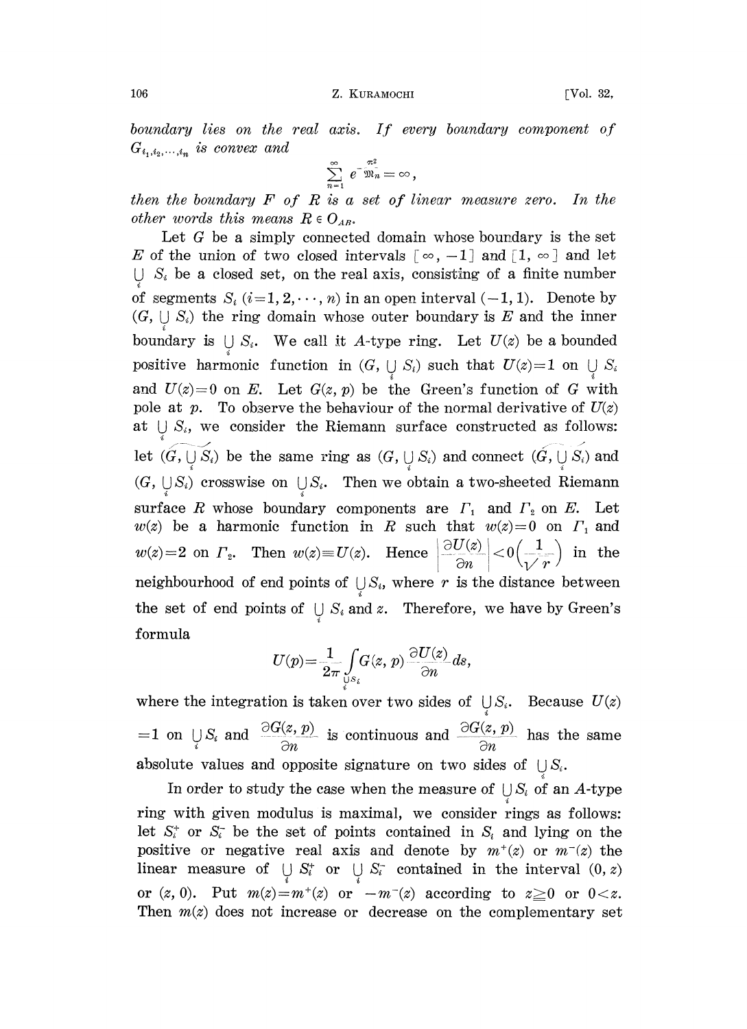*boundary lies on the real axis. If every boundary component of* $G_{i_1,i_2,\cdots,i_n}$ *is convex and*

$$\sum_{n=1}^{\infty} e^{-\frac{\pi^2}{\mathfrak{M}_n}} = \infty,$$

*then the boundary* $F$ *of* $R$ *is a set of linear measure zero. In the other words this means* $R \in O_{AB}$.

Let $G$ be a simply connected domain whose boundary is the set $E$ of the union of two closed intervals $[\infty, -1]$ and $[1, \infty]$ and let $\bigcup_i S_i$ be a closed set, on the real axis, consisting of a finite number of segments $S_i$ $(i=1,2,\cdots,n)$ in an open interval $(-1,1)$. Denote by $(G, \bigcup_i S_i)$ the ring domain whose outer boundary is $E$ and the inner boundary is $\bigcup_i S_i$. We call it $A$-type ring. Let $U(z)$ be a bounded positive harmonic function in $(G, \bigcup_i S_i)$ such that $U(z)=1$ on $\bigcup_i S_i$ and $U(z)=0$ on $E$. Let $G(z,p)$ be the Green's function of $G$ with pole at $p$. To observe the behaviour of the normal derivative of $U(z)$ at $\bigcup_i S_i$, we consider the Riemann surface constructed as follows: let $(\widetilde{G, \bigcup_i S_i})$ be the same ring as $(G, \bigcup_i S_i)$ and connect $(\widetilde{G, \bigcup_i S_i})$ and $(G, \bigcup_i S_i)$ crosswise on $\bigcup_i S_i$. Then we obtain a two-sheeted Riemann surface $R$ whose boundary components are $\Gamma_1$ and $\Gamma_2$ on $E$. Let $w(z)$ be a harmonic function in $R$ such that $w(z)=0$ on $\Gamma_1$ and $w(z)=2$ on $\Gamma_2$. Then $w(z)\equiv U(z)$. Hence $\left|\frac{\partial U(z)}{\partial n}\right| < 0\left(\frac{1}{\sqrt{r}}\right)$ in the neighbourhood of end points of $\bigcup_i S_i$, where $r$ is the distance between the set of end points of $\bigcup_i S_i$ and $z$. Therefore, we have by Green's formula

$$U(p) = \frac{1}{2\pi}\int_{\bigcup_i S_i} G(z,p)\frac{\partial U(z)}{\partial n}ds,$$

where the integration is taken over two sides of $\bigcup_i S_i$. Because $U(z)=1$ on $\bigcup_i S_i$ and $\frac{\partial G(z,p)}{\partial n}$ is continuous and $\frac{\partial G(z,p)}{\partial n}$ has the same absolute values and opposite signature on two sides of $\bigcup_i S_i$.

In order to study the case when the measure of $\bigcup_i S_i$ of an $A$-type ring with given modulus is maximal, we consider rings as follows: let $S_i^+$ or $S_i^-$ be the set of points contained in $S_i$ and lying on the positive or negative real axis and denote by $m^+(z)$ or $m^-(z)$ the linear measure of $\bigcup_i S_i^+$ or $\bigcup_i S_i^-$ contained in the interval $(0,z)$ or $(z,0)$. Put $m(z)=m^+(z)$ or $-m^-(z)$ according to $z\geqq 0$ or $0<z$. Then $m(z)$ does not increase or decrease on the complementary set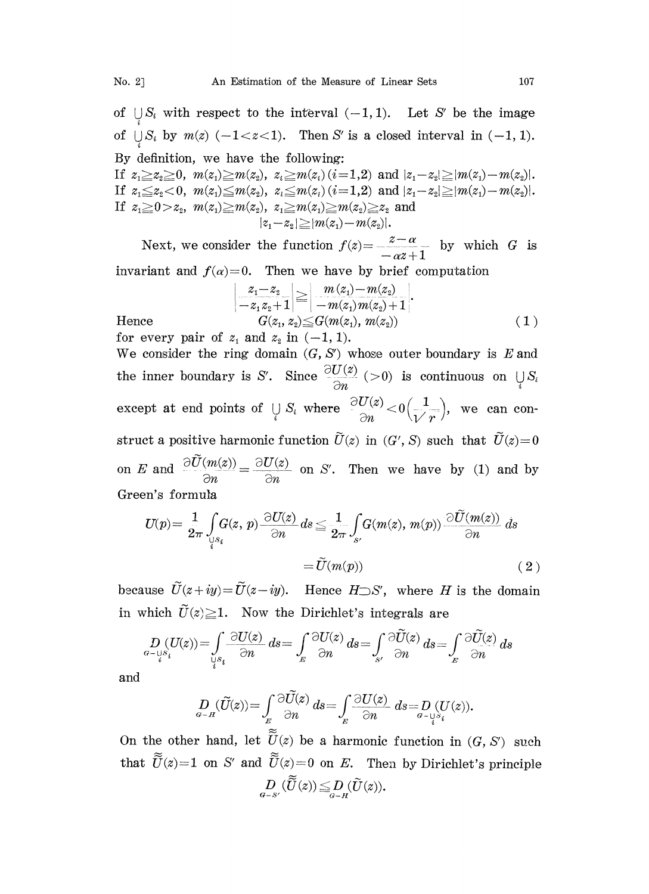of $\bigcup_i S_i$ with respect to the interval $(-1, 1)$. Let $S'$ be the image of $\bigcup_i S_i$ by $m(z)$ $(-1<z<1)$. Then $S'$ is a closed interval in $(-1, 1)$. By definition, we have the following:

If $z_1 \geqq z_2 \geqq 0$, $m(z_1) \geqq m(z_2)$, $z_i \geqq m(z_i)$ $(i=1,2)$ and $|z_1-z_2| \geqq |m(z_1)-m(z_2)|$.

If $z_1 \leqq z_2 < 0$, $m(z_1) \leqq m(z_2)$, $z_i \leqq m(z_i)$ $(i=1,2)$ and $|z_1-z_2| \geqq |m(z_1)-m(z_2)|$.

If $z_1 \geqq 0 > z_2$, $m(z_1) \geqq m(z_2)$, $z_1 \geqq m(z_1) \geqq m(z_2) \geqq z_2$ and

$$|z_1-z_2| \geqq |m(z_1)-m(z_2)|.$$

Next, we consider the function $f(z) = \dfrac{z-\alpha}{-\alpha z+1}$ by which $G$ is invariant and $f(\alpha)=0$. Then we have by brief computation

$$\left| \frac{z_1-z_2}{-z_1 z_2+1} \right| \geqq \left| \frac{m(z_1)-m(z_2)}{-m(z_1)m(z_2)+1} \right|.$$

Hence
$$G(z_1, z_2) \leqq G(m(z_1), m(z_2)) \tag{1}$$
for every pair of $z_1$ and $z_2$ in $(-1, 1)$.

We consider the ring domain $(G, S')$ whose outer boundary is $E$ and the inner boundary is $S'$. Since $\dfrac{\partial U(z)}{\partial n}$ $(>0)$ is continuous on $\bigcup_i S_i$ except at end points of $\bigcup_i S_i$ where $\dfrac{\partial U(z)}{\partial n} < 0\left(\dfrac{1}{\sqrt{r}}\right)$, we can construct a positive harmonic function $\tilde{U}(z)$ in $(G', S)$ such that $\tilde{U}(z)=0$ on $E$ and $\dfrac{\partial \tilde{U}(m(z))}{\partial n} = \dfrac{\partial U(z)}{\partial n}$ on $S'$. Then we have by (1) and by Green's formula

$$U(p) = \frac{1}{2\pi} \int_{\bigcup_i S_i} G(z, p) \frac{\partial U(z)}{\partial n} ds \leqq \frac{1}{2\pi} \int_{S'} G(m(z), m(p)) \frac{\partial \tilde{U}(m(z))}{\partial n} ds$$
$$= \tilde{U}(m(p)) \tag{2}$$

because $\tilde{U}(z+iy) = \tilde{U}(z-iy)$. Hence $H \supset S'$, where $H$ is the domain in which $\tilde{U}(z) \geqq 1$. Now the Dirichlet's integrals are

$$D_{G-\bigcup_i S_i}(U(z)) = \int_{\bigcup_i S_i} \frac{\partial U(z)}{\partial n} ds = \int_E \frac{\partial U(z)}{\partial n} ds = \int_{S'} \frac{\partial \tilde{U}(z)}{\partial n} ds = \int_E \frac{\partial \tilde{U}(z)}{\partial n} ds$$

and

$$D_{G-H}(\tilde{U}(z)) = \int_E \frac{\partial \tilde{U}(z)}{\partial n} ds = \int_E \frac{\partial U(z)}{\partial n} ds = D_{G-\bigcup_i S_i}(U(z)).$$

On the other hand, let $\tilde{\tilde{U}}(z)$ be a harmonic function in $(G, S')$ such that $\tilde{\tilde{U}}(z)=1$ on $S'$ and $\tilde{\tilde{U}}(z)=0$ on $E$. Then by Dirichlet's principle

$$D_{G-S'}(\tilde{\tilde{U}}(z)) \leqq D_{G-H}(\tilde{U}(z)).$$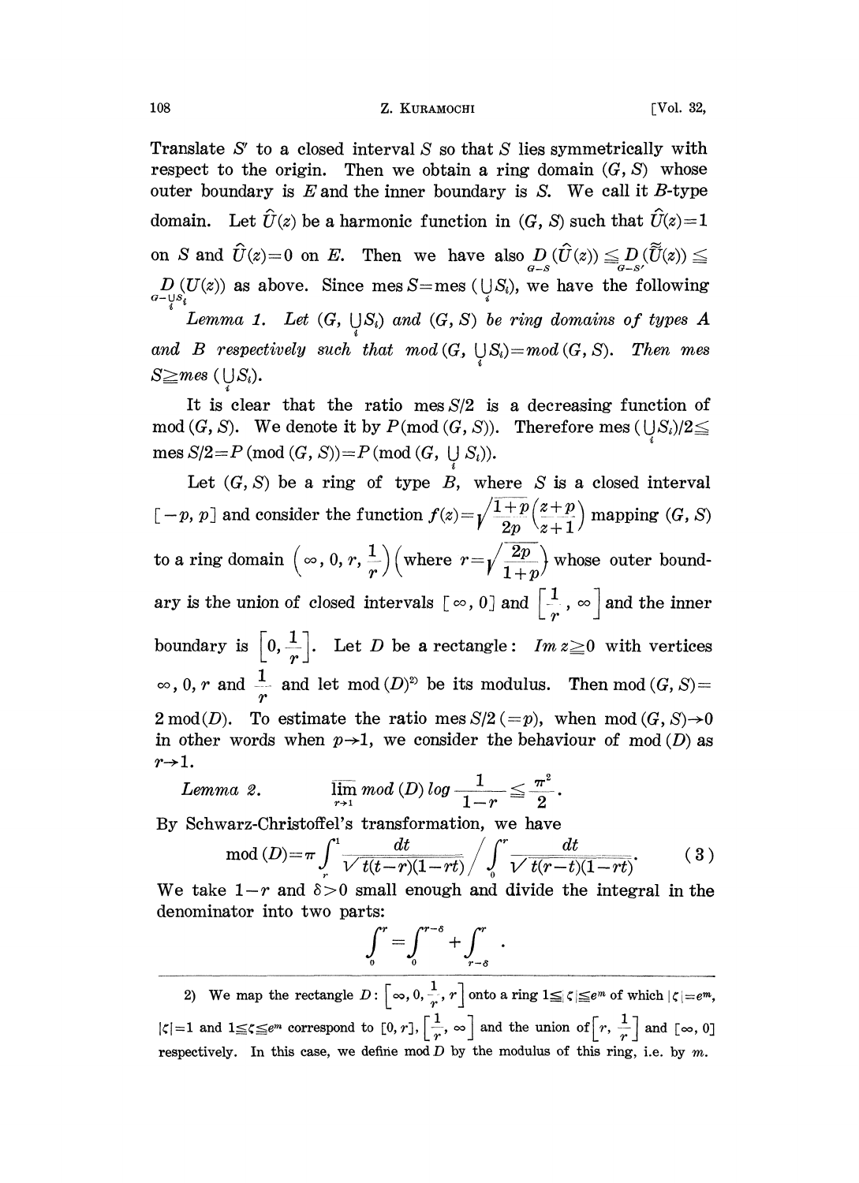Translate $S'$ to a closed interval $S$ so that $S$ lies symmetrically with respect to the origin. Then we obtain a ring domain $(G, S)$ whose outer boundary is $E$ and the inner boundary is $S$. We call it $B$-type domain. Let $\hat{U}(z)$ be a harmonic function in $(G, S)$ such that $\hat{U}(z)=1$ on $S$ and $\hat{U}(z)=0$ on $E$. Then we have also $D_{G-S}(\hat{U}(z)) \leqq D_{G-S'}(\tilde{\tilde{U}}(z)) \leqq D_{G-\bigcup_i S_i}(U(z))$ as above. Since $\text{mes}\, S=\text{mes}\,(\bigcup_i S_i)$, we have the following

*Lemma 1. Let $(G, \bigcup_i S_i)$ and $(G, S)$ be ring domains of types A and B respectively such that $\text{mod}\,(G, \bigcup_i S_i)=\text{mod}\,(G, S)$. Then $\text{mes}\, S \geqq \text{mes}\,(\bigcup_i S_i)$.*

It is clear that the ratio $\text{mes}\, S/2$ is a decreasing function of $\text{mod}\,(G, S)$. We denote it by $P(\text{mod}\,(G, S))$. Therefore $\text{mes}\,(\bigcup_i S_i)/2 \leqq \text{mes}\, S/2 = P\,(\text{mod}\,(G, S)) = P\,(\text{mod}\,(G, \bigcup_i S_i))$.

Let $(G, S)$ be a ring of type $B$, where $S$ is a closed interval $[-p, p]$ and consider the function $f(z)=\sqrt{\frac{1+p}{2p}\left(\frac{z+p}{z+1}\right)}$ mapping $(G, S)$ to a ring domain $\left(\infty, 0, r, \frac{1}{r}\right)$ $\left(\text{where } r=\sqrt{\frac{2p}{1+p}}\right)$ whose outer boundary is the union of closed intervals $[\infty, 0]$ and $\left[\frac{1}{r}, \infty\right]$ and the inner boundary is $\left[0, \frac{1}{r}\right]$. Let $D$ be a rectangle: $Im\, z \geqq 0$ with vertices $\infty, 0, r$ and $\frac{1}{r}$ and let $\text{mod}\,(D)$[2] be its modulus. Then $\text{mod}\,(G, S) = 2\,\text{mod}(D)$. To estimate the ratio $\text{mes}\, S/2\ (=p)$, when $\text{mod}\,(G, S) \to 0$ in other words when $p \to 1$, we consider the behaviour of $\text{mod}\,(D)$ as $r \to 1$.

*Lemma 2.* $$\overline{\lim_{r\to 1}}\ \text{mod}\,(D) \log \frac{1}{1-r} \leqq \frac{\pi^2}{2}.$$

By Schwarz-Christoffel's transformation, we have

$$\text{mod}\,(D) = \pi \int_r^1 \frac{dt}{\sqrt{t(t-r)(1-rt)}} \Bigg/ \int_0^r \frac{dt}{\sqrt{t(r-t)(1-rt)}}. \tag{3}$$

We take $1-r$ and $\delta > 0$ small enough and divide the integral in the denominator into two parts:

$$\int_0^r = \int_0^{r-\delta} + \int_{r-\delta}^r .$$

---

2) We map the rectangle $D$: $\left[\infty, 0, \frac{1}{r}, r\right]$ onto a ring $1 \leqq |\zeta| \leqq e^m$ of which $|\zeta| = e^m$, $|\zeta|=1$ and $1 \leqq \zeta \leqq e^m$ correspond to $[0, r]$, $\left[\frac{1}{r}, \infty\right]$ and the union of $\left[r, \frac{1}{r}\right]$ and $[\infty, 0]$ respectively. In this case, we define $\text{mod}\, D$ by the modulus of this ring, i.e. by $m$.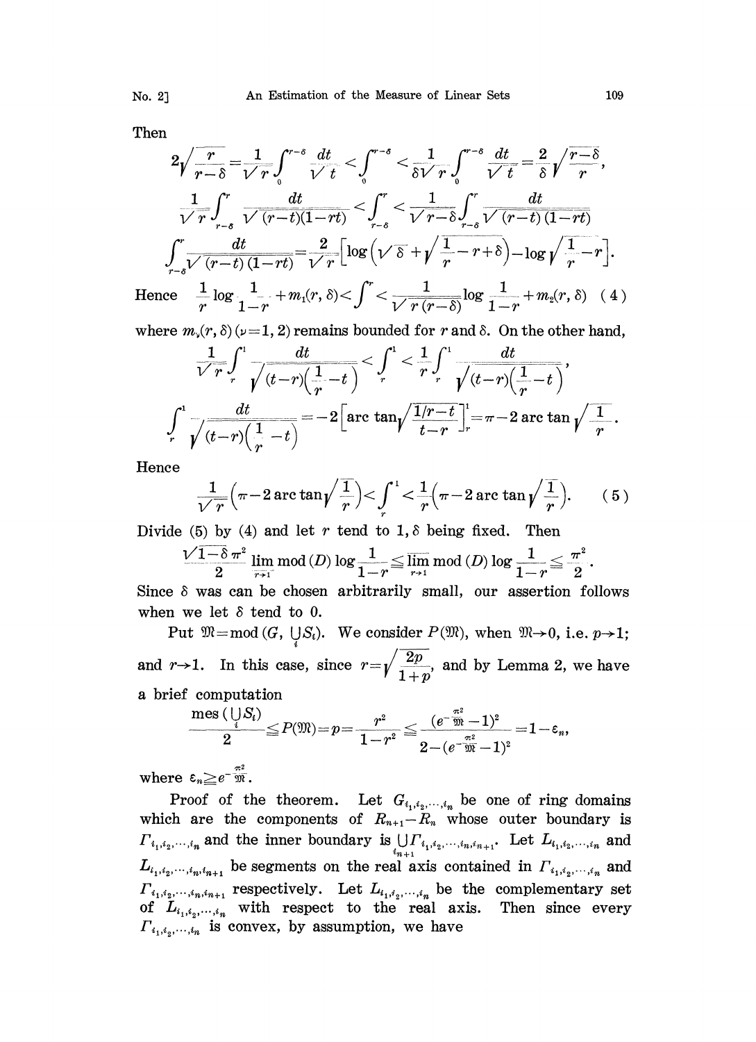Then

$$2\sqrt{\frac{r}{r-\delta}}=\frac{1}{\sqrt{r}}\int_0^{r-\delta}\frac{dt}{\sqrt{t}}<\int_0^{r-\delta}<\frac{1}{\delta\sqrt{r}}\int_0^{r-\delta}\frac{dt}{\sqrt{t}}=\frac{2}{\delta}\sqrt{\frac{r-\delta}{r}},$$

$$\frac{1}{\sqrt{r}}\int_{r-\delta}^{r}\frac{dt}{\sqrt{(r-t)(1-rt)}}<\int_{r-\delta}^{r}<\frac{1}{\sqrt{r-\delta}}\int_{r-\delta}^{r}\frac{dt}{\sqrt{(r-t)(1-rt)}}$$

$$\int_{r-\delta}^{r}\frac{dt}{\sqrt{(r-t)(1-rt)}}=\frac{2}{\sqrt{r}}\Big[\log\Big(\sqrt{\delta}+\sqrt{\frac{1}{r}-r+\delta}\Big)-\log\sqrt{\frac{1}{r}-r}\Big].$$

Hence $\displaystyle \frac{1}{r}\log\frac{1}{1-r}+m_1(r,\delta)<\int^{r}<\frac{1}{\sqrt{r(r-\delta)}}\log\frac{1}{1-r}+m_2(r,\delta)$ (4)

where $m_\nu(r,\delta)\,(\nu=1,2)$ remains bounded for $r$ and $\delta$. On the other hand,

$$\frac{1}{\sqrt{r}}\int_r^1\frac{dt}{\sqrt{(t-r)\Big(\frac{1}{r}-t\Big)}}<\int_r^1<\frac{1}{r}\int_r^1\frac{dt}{\sqrt{(t-r)\Big(\frac{1}{r}-t\Big)}},$$

$$\int_r^1\frac{dt}{\sqrt{(t-r)\Big(\frac{1}{r}-t\Big)}}=-2\Big[\arctan\sqrt{\frac{1/r-t}{t-r}}\Big]_r^1=\pi-2\arctan\sqrt{\frac{1}{r}}.$$

Hence

$$\frac{1}{\sqrt{r}}\Big(\pi-2\arctan\sqrt{\frac{1}{r}}\Big)<\int_r^1<\frac{1}{r}\Big(\pi-2\arctan\sqrt{\frac{1}{r}}\Big). \tag{5}$$

Divide (5) by (4) and let $r$ tend to $1$, $\delta$ being fixed. Then

$$\frac{\sqrt{1-\delta}\,\pi^2}{2}\varliminf_{r\to 1}\operatorname{mod}(D)\log\frac{1}{1-r}\leqq\varlimsup_{r\to 1}\operatorname{mod}(D)\log\frac{1}{1-r}\leqq\frac{\pi^2}{2}.$$

Since $\delta$ was can be chosen arbitrarily small, our assertion follows when we let $\delta$ tend to $0$.

Put $\mathfrak{M}=\operatorname{mod}(G,\bigcup_i S_i)$. We consider $P(\mathfrak{M})$, when $\mathfrak{M}\to 0$, i.e. $p\to 1$; and $r\to 1$. In this case, since $r=\sqrt{\dfrac{2p}{1+p}}$, and by Lemma 2, we have a brief computation

$$\frac{\operatorname{mes}(\bigcup_i S_i)}{2}\leqq P(\mathfrak{M})=p=\frac{r^2}{1-r^2}\leqq\frac{(e^{-\frac{\pi^2}{\mathfrak{M}}}-1)^2}{2-(e^{-\frac{\pi^2}{\mathfrak{M}}}-1)^2}=1-\varepsilon_n,$$

where $\varepsilon_n\geqq e^{-\frac{\pi^2}{\mathfrak{M}}}$.

Proof of the theorem. Let $G_{i_1,i_2,\cdots,i_n}$ be one of ring domains which are the components of $R_{n+1}-R_n$ whose outer boundary is $\Gamma_{i_1,i_2,\cdots,i_n}$ and the inner boundary is $\bigcup_{i_{n+1}}\Gamma_{i_1,i_2,\cdots,i_n,i_{n+1}}$. Let $L_{i_1,i_2,\cdots,i_n}$ and $L_{i_1,i_2,\cdots,i_n,i_{n+1}}$ be segments on the real axis contained in $\Gamma_{i_1,i_2,\cdots,i_n}$ and $\Gamma_{i_1,i_2,\cdots,i_n,i_{n+1}}$ respectively. Let $L_{i_1,i_2,\cdots,i_n}$ be the complementary set of $L_{i_1,i_2,\cdots,i_n}$ with respect to the real axis. Then since every $\Gamma_{i_1,i_2,\cdots,i_n}$ is convex, by assumption, we have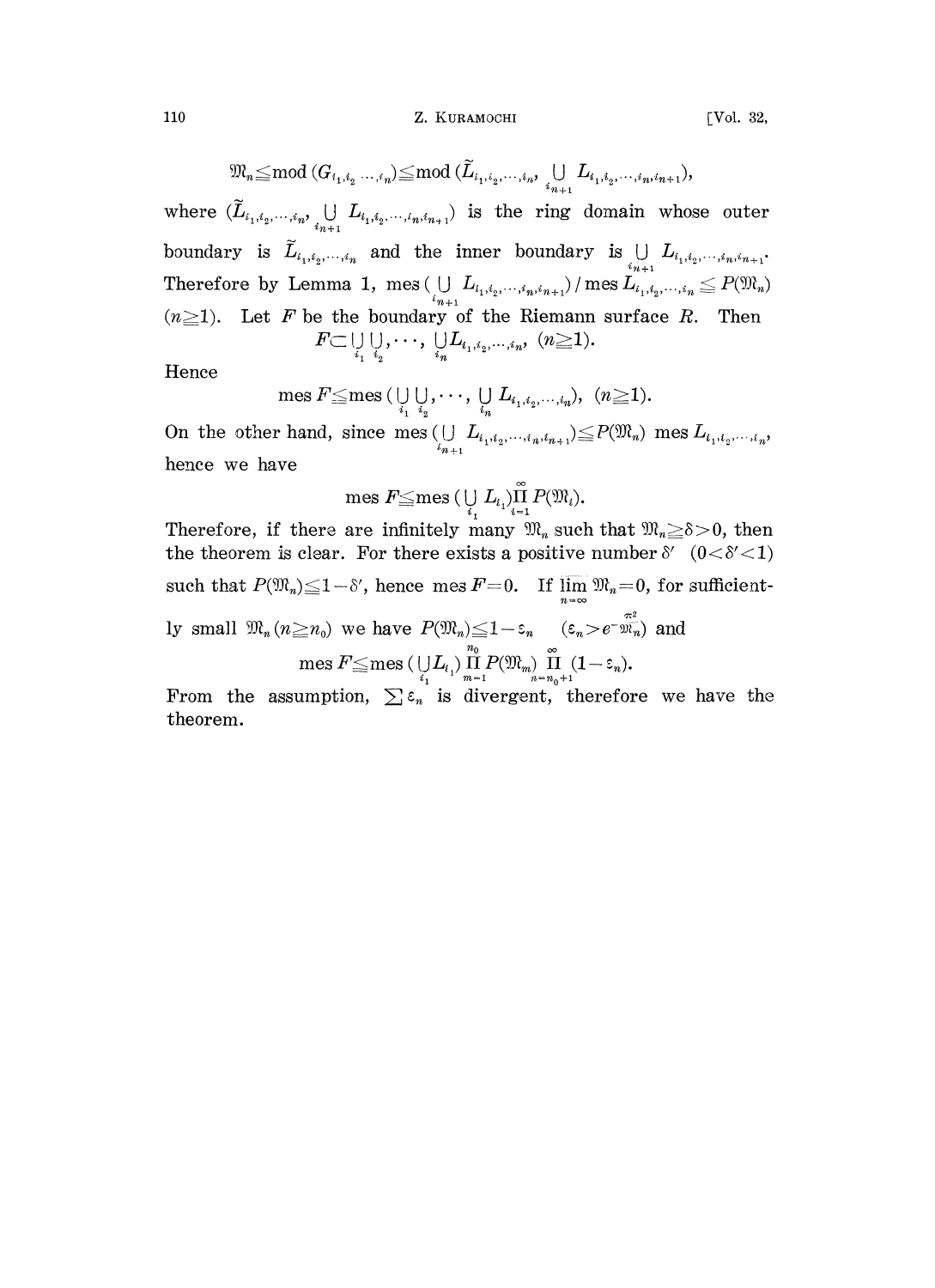$$\mathfrak{M}_n \leqq \operatorname{mod}(G_{i_1,i_2,\cdots,i_n}) \leqq \operatorname{mod}(\widetilde{L}_{i_1,i_2,\cdots,i_n}, \bigcup_{i_{n+1}} L_{i_1,i_2,\cdots,i_n,i_{n+1}}),$$

where $(\widetilde{L}_{i_1,i_2,\cdots,i_n}, \bigcup_{i_{n+1}} L_{i_1,i_2,\cdots,i_n,i_{n+1}})$ is the ring domain whose outer boundary is $\widetilde{L}_{i_1,i_2,\cdots,i_n}$ and the inner boundary is $\bigcup_{i_{n+1}} L_{i_1,i_2,\cdots,i_n,i_{n+1}}$. Therefore by Lemma 1, $\operatorname{mes}(\bigcup_{i_{n+1}} L_{i_1,i_2,\cdots,i_n,i_{n+1}}) / \operatorname{mes} L_{i_1,i_2,\cdots,i_n} \leqq P(\mathfrak{M}_n)$ $(n \geqq 1)$. Let $F$ be the boundary of the Riemann surface $R$. Then

$$F \subset \bigcup_{i_1} \bigcup_{i_2}, \cdots, \bigcup_{i_n} L_{i_1,i_2,\cdots,i_n}, \ (n \geqq 1).$$

Hence

$$\operatorname{mes} F \leqq \operatorname{mes}(\bigcup_{i_1} \bigcup_{i_2}, \cdots, \bigcup_{i_n} L_{i_1,i_2,\cdots,i_n}), \ (n \geqq 1).$$

On the other hand, since $\operatorname{mes}(\bigcup_{i_{n+1}} L_{i_1,i_2,\cdots,i_n,i_{n+1}}) \leqq P(\mathfrak{M}_n) \operatorname{mes} L_{i_1,i_2,\cdots,i_n}$, hence we have

$$\operatorname{mes} F \leqq \operatorname{mes}(\bigcup_{i_1} L_{i_1}) \prod_{i=1}^{\infty} P(\mathfrak{M}_i).$$

Therefore, if there are infinitely many $\mathfrak{M}_n$ such that $\mathfrak{M}_n \geqq \delta > 0$, then the theorem is clear. For there exists a positive number $\delta'$ $(0 < \delta' < 1)$ such that $P(\mathfrak{M}_n) \leqq 1 - \delta'$, hence $\operatorname{mes} F = 0$. If $\lim_{n=\infty} \mathfrak{M}_n = 0$, for sufficiently small $\mathfrak{M}_n$ $(n \geqq n_0)$ we have $P(\mathfrak{M}_n) \leqq 1 - \varepsilon_n$ $\quad (\varepsilon_n > e^{-\frac{\pi^2}{\mathfrak{M}_n}})$ and

$$\operatorname{mes} F \leqq \operatorname{mes}(\bigcup_{i_1} L_{i_1}) \prod_{m=1}^{n_0} P(\mathfrak{M}_m) \prod_{n=n_0+1}^{\infty} (1 - \varepsilon_n).$$

From the assumption, $\sum \varepsilon_n$ is divergent, therefore we have the theorem.